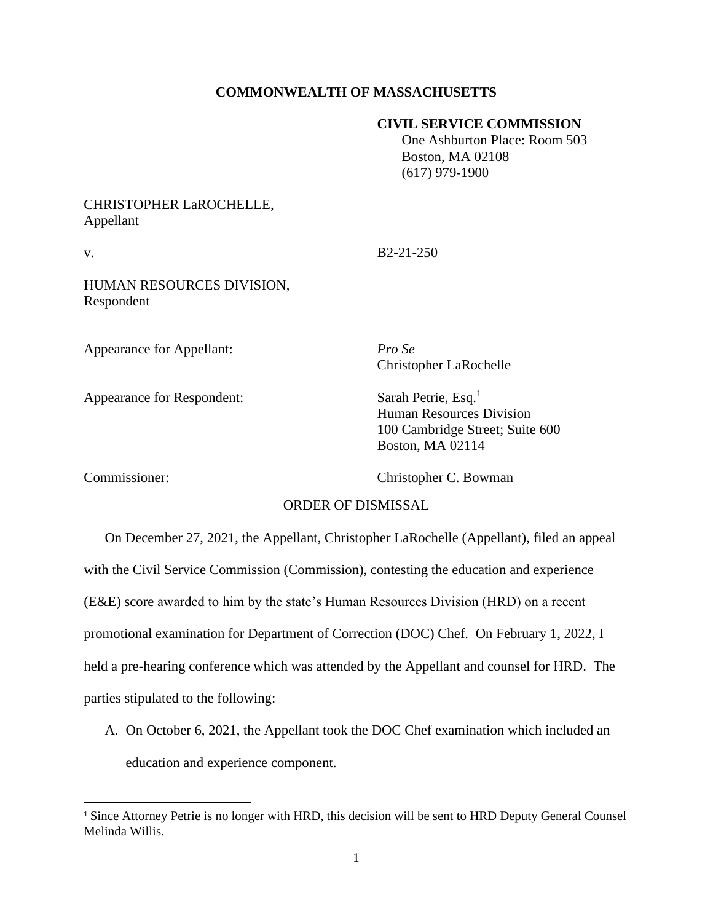**COMMONWEALTH OF MASSACHUSETTS**

**CIVIL SERVICE COMMISSION**
One Ashburton Place: Room 503
Boston, MA 02108
(617) 979-1900

CHRISTOPHER LaROCHELLE,
Appellant

v. B2-21-250

HUMAN RESOURCES DIVISION,
Respondent

Appearance for Appellant: *Pro Se*
Christopher LaRochelle

Appearance for Respondent: Sarah Petrie, Esq.[1]
Human Resources Division
100 Cambridge Street; Suite 600
Boston, MA 02114

Commissioner: Christopher C. Bowman

ORDER OF DISMISSAL

On December 27, 2021, the Appellant, Christopher LaRochelle (Appellant), filed an appeal with the Civil Service Commission (Commission), contesting the education and experience (E&E) score awarded to him by the state's Human Resources Division (HRD) on a recent promotional examination for Department of Correction (DOC) Chef. On February 1, 2022, I held a pre-hearing conference which was attended by the Appellant and counsel for HRD. The parties stipulated to the following:

A. On October 6, 2021, the Appellant took the DOC Chef examination which included an education and experience component.

[1] Since Attorney Petrie is no longer with HRD, this decision will be sent to HRD Deputy General Counsel Melinda Willis.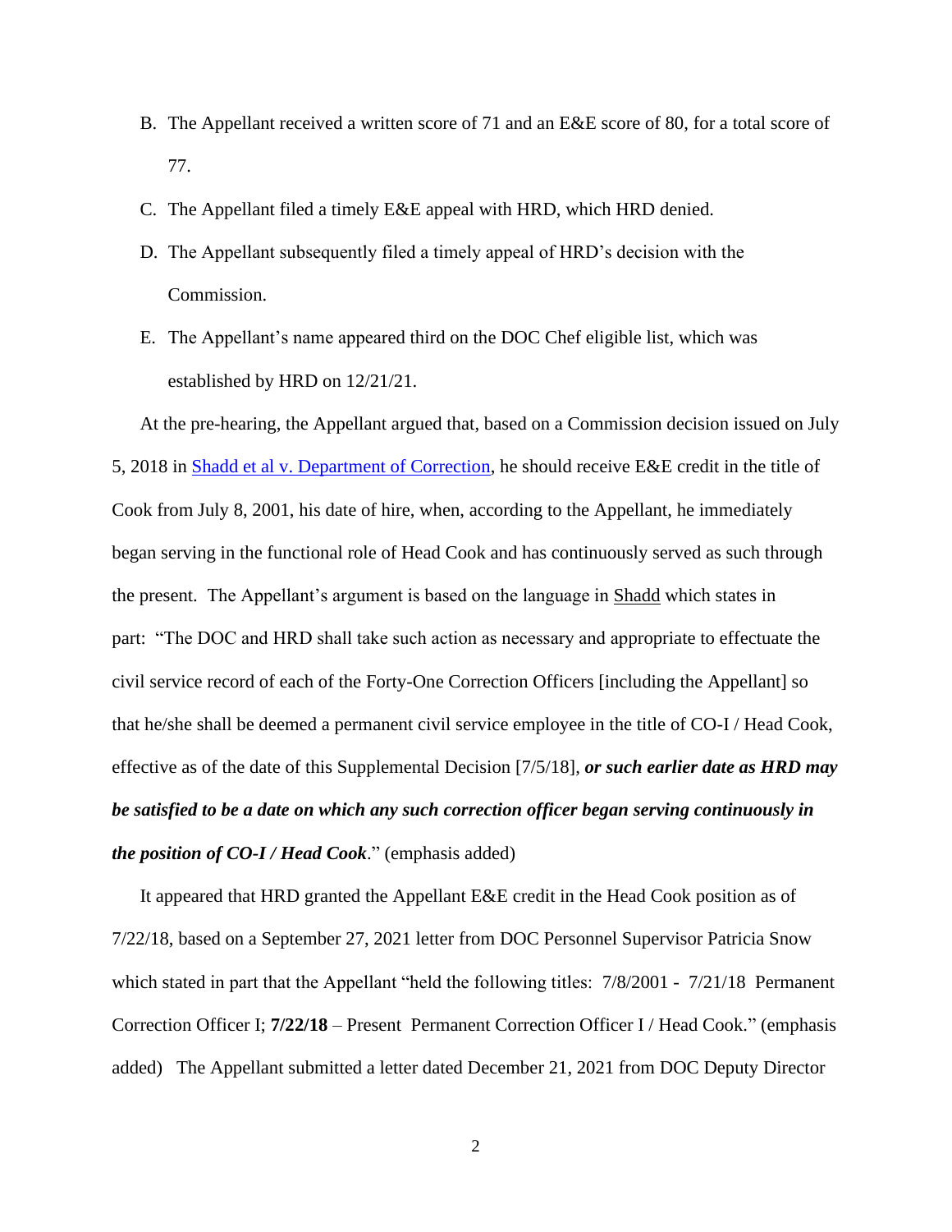B. The Appellant received a written score of 71 and an E&E score of 80, for a total score of 77.

C. The Appellant filed a timely E&E appeal with HRD, which HRD denied.

D. The Appellant subsequently filed a timely appeal of HRD's decision with the Commission.

E. The Appellant's name appeared third on the DOC Chef eligible list, which was established by HRD on 12/21/21.

At the pre-hearing, the Appellant argued that, based on a Commission decision issued on July 5, 2018 in Shadd et al v. Department of Correction, he should receive E&E credit in the title of Cook from July 8, 2001, his date of hire, when, according to the Appellant, he immediately began serving in the functional role of Head Cook and has continuously served as such through the present. The Appellant's argument is based on the language in Shadd which states in part: "The DOC and HRD shall take such action as necessary and appropriate to effectuate the civil service record of each of the Forty-One Correction Officers [including the Appellant] so that he/she shall be deemed a permanent civil service employee in the title of CO-I / Head Cook, effective as of the date of this Supplemental Decision [7/5/18], ***or such earlier date as HRD may be satisfied to be a date on which any such correction officer began serving continuously in the position of CO-I / Head Cook***." (emphasis added)

It appeared that HRD granted the Appellant E&E credit in the Head Cook position as of 7/22/18, based on a September 27, 2021 letter from DOC Personnel Supervisor Patricia Snow which stated in part that the Appellant "held the following titles: 7/8/2001 - 7/21/18 Permanent Correction Officer I; **7/22/18** – Present Permanent Correction Officer I / Head Cook." (emphasis added) The Appellant submitted a letter dated December 21, 2021 from DOC Deputy Director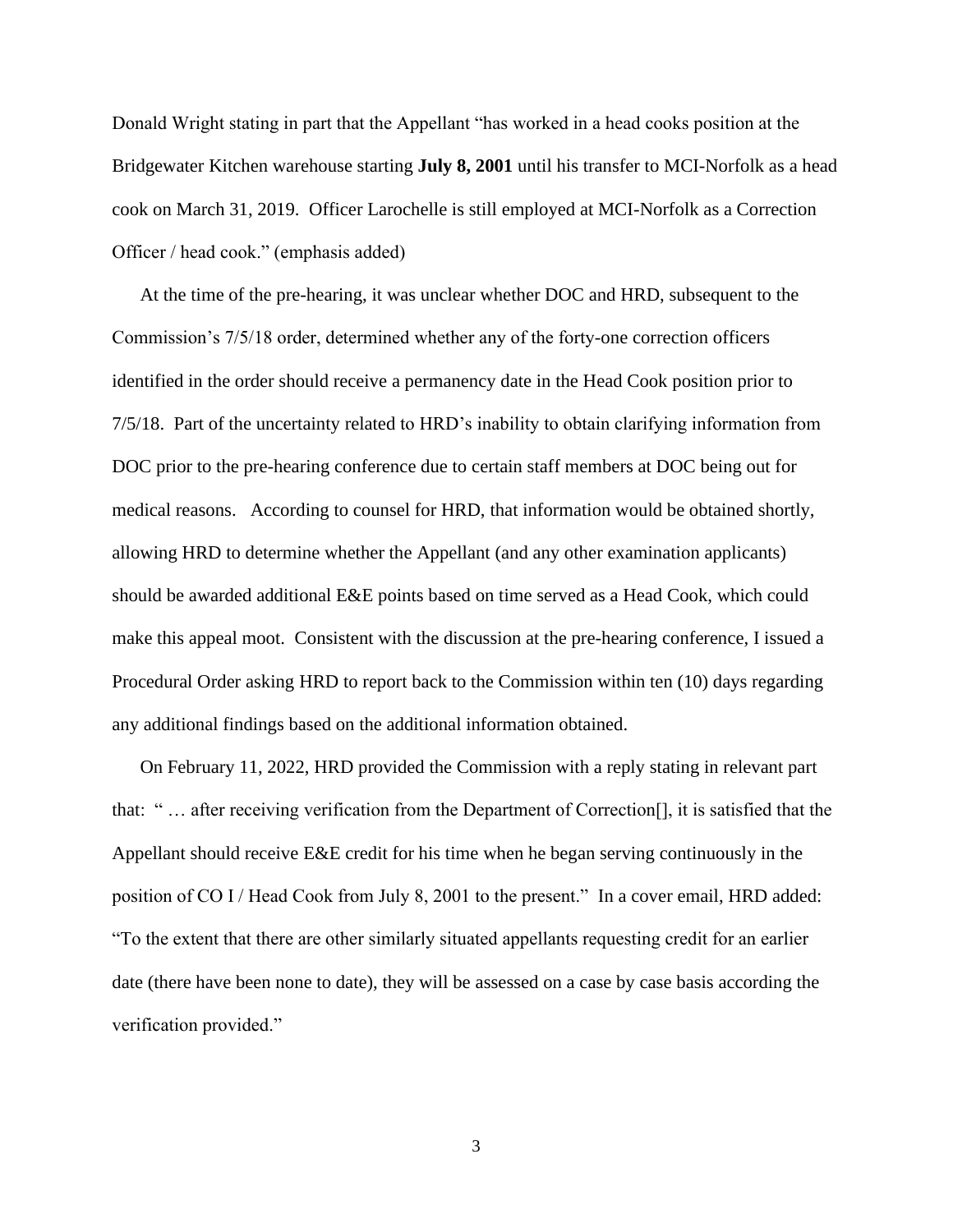Donald Wright stating in part that the Appellant "has worked in a head cooks position at the Bridgewater Kitchen warehouse starting **July 8, 2001** until his transfer to MCI-Norfolk as a head cook on March 31, 2019. Officer Larochelle is still employed at MCI-Norfolk as a Correction Officer / head cook." (emphasis added)

At the time of the pre-hearing, it was unclear whether DOC and HRD, subsequent to the Commission's 7/5/18 order, determined whether any of the forty-one correction officers identified in the order should receive a permanency date in the Head Cook position prior to 7/5/18. Part of the uncertainty related to HRD's inability to obtain clarifying information from DOC prior to the pre-hearing conference due to certain staff members at DOC being out for medical reasons. According to counsel for HRD, that information would be obtained shortly, allowing HRD to determine whether the Appellant (and any other examination applicants) should be awarded additional E&E points based on time served as a Head Cook, which could make this appeal moot. Consistent with the discussion at the pre-hearing conference, I issued a Procedural Order asking HRD to report back to the Commission within ten (10) days regarding any additional findings based on the additional information obtained.

On February 11, 2022, HRD provided the Commission with a reply stating in relevant part that: " … after receiving verification from the Department of Correction[], it is satisfied that the Appellant should receive E&E credit for his time when he began serving continuously in the position of CO I / Head Cook from July 8, 2001 to the present." In a cover email, HRD added: "To the extent that there are other similarly situated appellants requesting credit for an earlier date (there have been none to date), they will be assessed on a case by case basis according the verification provided."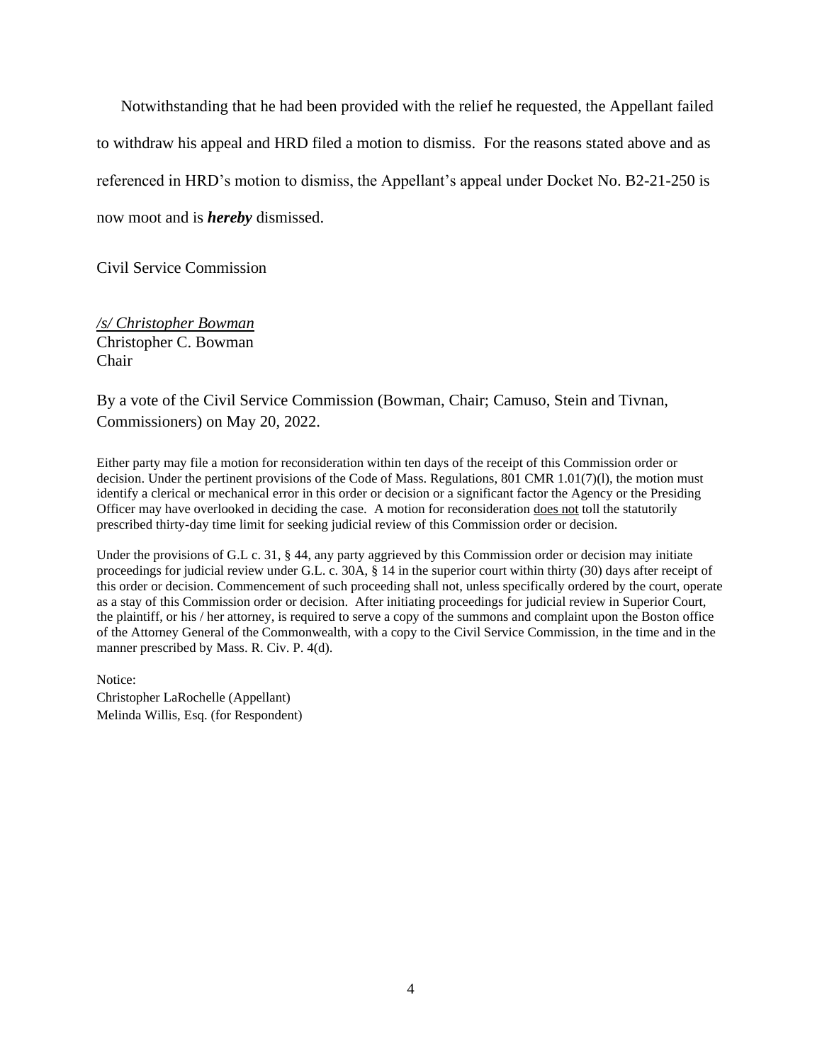Notwithstanding that he had been provided with the relief he requested, the Appellant failed to withdraw his appeal and HRD filed a motion to dismiss. For the reasons stated above and as referenced in HRD's motion to dismiss, the Appellant's appeal under Docket No. B2-21-250 is now moot and is ***hereby*** dismissed.

Civil Service Commission

*/s/ Christopher Bowman*
Christopher C. Bowman
Chair

By a vote of the Civil Service Commission (Bowman, Chair; Camuso, Stein and Tivnan, Commissioners) on May 20, 2022.

Either party may file a motion for reconsideration within ten days of the receipt of this Commission order or decision. Under the pertinent provisions of the Code of Mass. Regulations, 801 CMR 1.01(7)(l), the motion must identify a clerical or mechanical error in this order or decision or a significant factor the Agency or the Presiding Officer may have overlooked in deciding the case. A motion for reconsideration does not toll the statutorily prescribed thirty-day time limit for seeking judicial review of this Commission order or decision.

Under the provisions of G.L c. 31, § 44, any party aggrieved by this Commission order or decision may initiate proceedings for judicial review under G.L. c. 30A, § 14 in the superior court within thirty (30) days after receipt of this order or decision. Commencement of such proceeding shall not, unless specifically ordered by the court, operate as a stay of this Commission order or decision. After initiating proceedings for judicial review in Superior Court, the plaintiff, or his / her attorney, is required to serve a copy of the summons and complaint upon the Boston office of the Attorney General of the Commonwealth, with a copy to the Civil Service Commission, in the time and in the manner prescribed by Mass. R. Civ. P. 4(d).

Notice:
Christopher LaRochelle (Appellant)
Melinda Willis, Esq. (for Respondent)